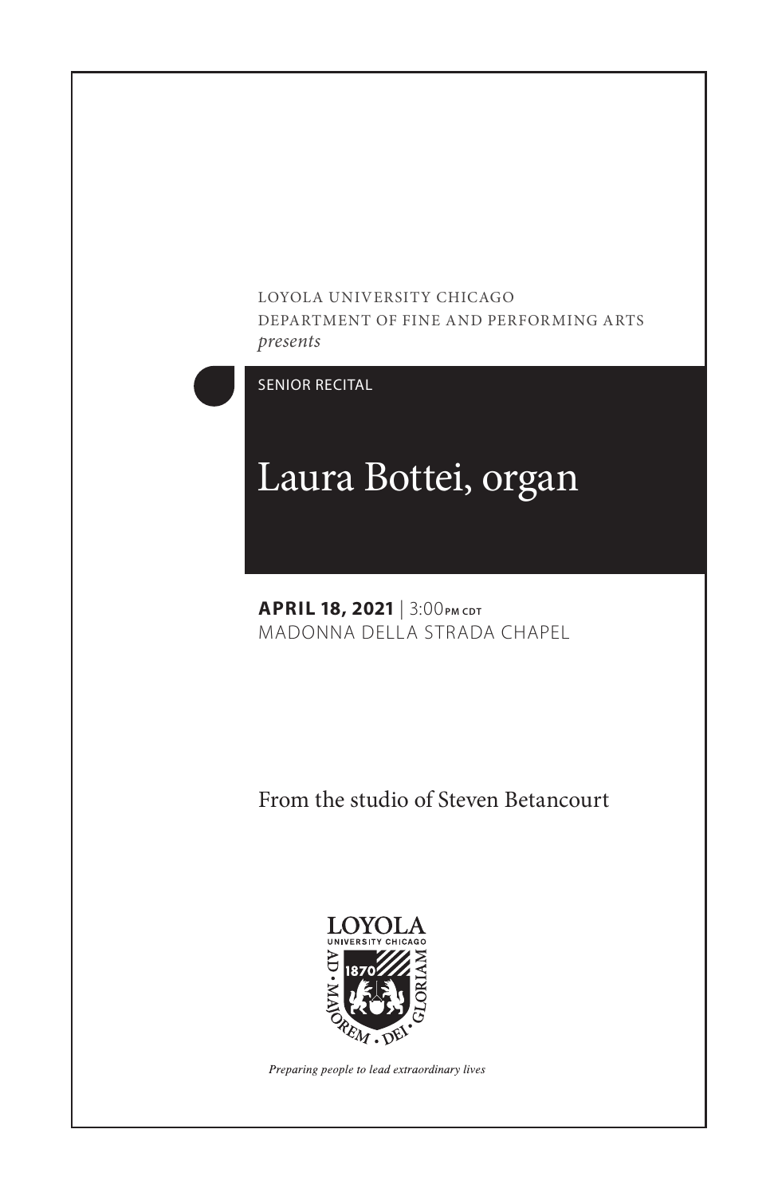LOYOLA UNIVERSITY CHICAGO
DEPARTMENT OF FINE AND PERFORMING ARTS
*presents*

SENIOR RECITAL

# Laura Bottei, organ

**APRIL 18, 2021** | 3:00 PM CDT
MADONNA DELLA STRADA CHAPEL

From the studio of Steven Betancourt

LOYOLA
UNIVERSITY CHICAGO
1870
AD · MAJOREM · DEI · GLORIAM

*Preparing people to lead extraordinary lives*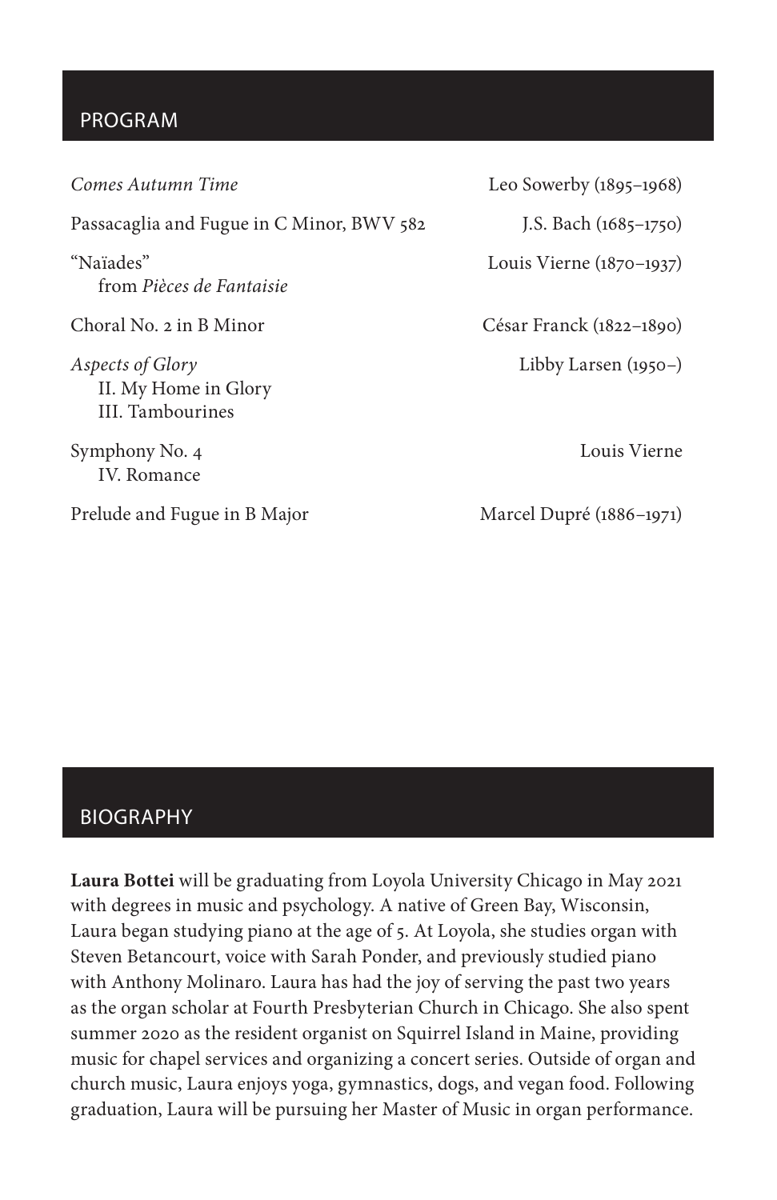## PROGRAM

*Comes Autumn Time* — Leo Sowerby (1895–1968)

Passacaglia and Fugue in C Minor, BWV 582 — J.S. Bach (1685–1750)

"Naïades"
from *Pièces de Fantaisie* — Louis Vierne (1870–1937)

Choral No. 2 in B Minor — César Franck (1822–1890)

*Aspects of Glory* — Libby Larsen (1950–)
II. My Home in Glory
III. Tambourines

Symphony No. 4 — Louis Vierne
IV. Romance

Prelude and Fugue in B Major — Marcel Dupré (1886–1971)

## BIOGRAPHY

**Laura Bottei** will be graduating from Loyola University Chicago in May 2021 with degrees in music and psychology. A native of Green Bay, Wisconsin, Laura began studying piano at the age of 5. At Loyola, she studies organ with Steven Betancourt, voice with Sarah Ponder, and previously studied piano with Anthony Molinaro. Laura has had the joy of serving the past two years as the organ scholar at Fourth Presbyterian Church in Chicago. She also spent summer 2020 as the resident organist on Squirrel Island in Maine, providing music for chapel services and organizing a concert series. Outside of organ and church music, Laura enjoys yoga, gymnastics, dogs, and vegan food. Following graduation, Laura will be pursuing her Master of Music in organ performance.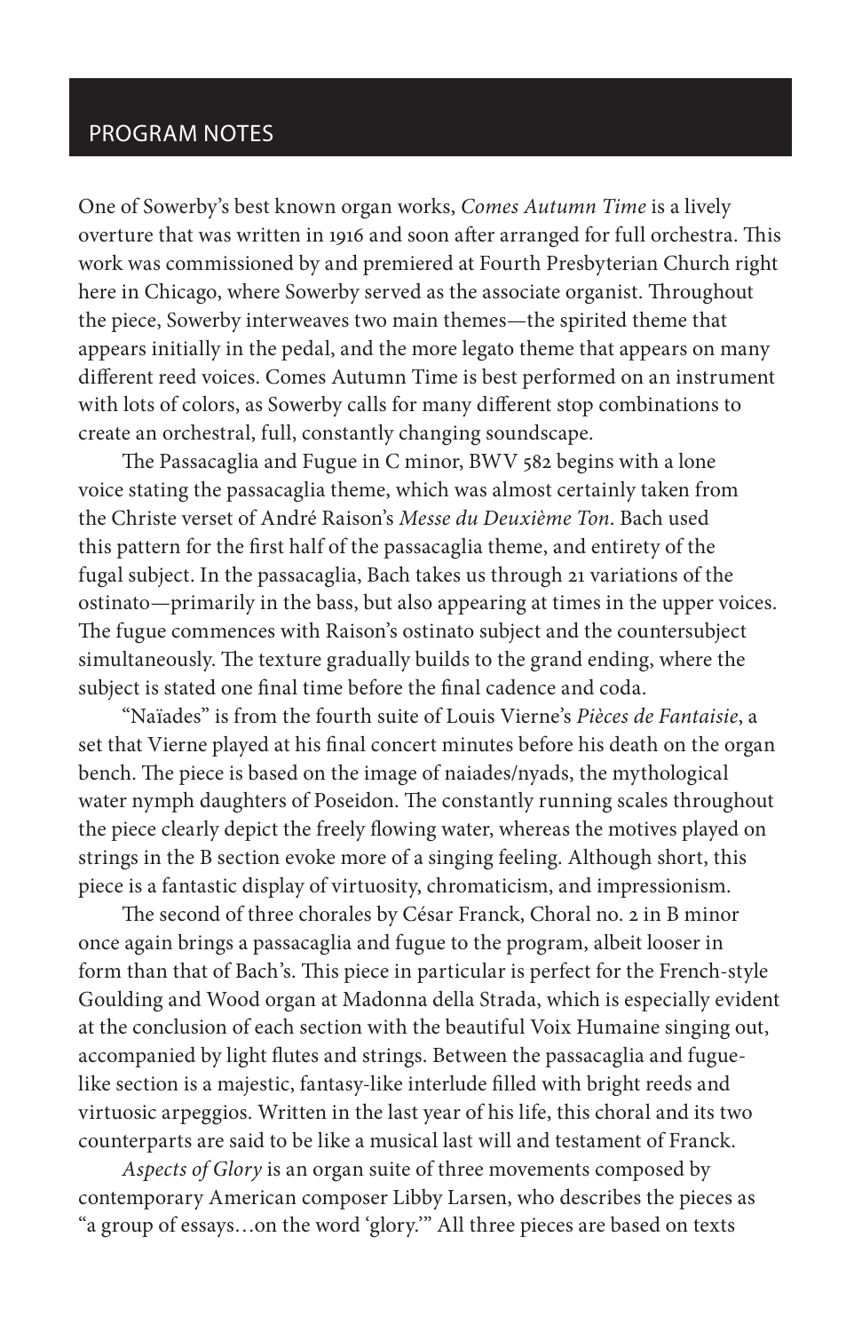## PROGRAM NOTES

One of Sowerby's best known organ works, *Comes Autumn Time* is a lively overture that was written in 1916 and soon after arranged for full orchestra. This work was commissioned by and premiered at Fourth Presbyterian Church right here in Chicago, where Sowerby served as the associate organist. Throughout the piece, Sowerby interweaves two main themes—the spirited theme that appears initially in the pedal, and the more legato theme that appears on many different reed voices. Comes Autumn Time is best performed on an instrument with lots of colors, as Sowerby calls for many different stop combinations to create an orchestral, full, constantly changing soundscape.

The Passacaglia and Fugue in C minor, BWV 582 begins with a lone voice stating the passacaglia theme, which was almost certainly taken from the Christe verset of André Raison's *Messe du Deuxième Ton*. Bach used this pattern for the first half of the passacaglia theme, and entirety of the fugal subject. In the passacaglia, Bach takes us through 21 variations of the ostinato—primarily in the bass, but also appearing at times in the upper voices. The fugue commences with Raison's ostinato subject and the countersubject simultaneously. The texture gradually builds to the grand ending, where the subject is stated one final time before the final cadence and coda.

"Naïades" is from the fourth suite of Louis Vierne's *Pièces de Fantaisie*, a set that Vierne played at his final concert minutes before his death on the organ bench. The piece is based on the image of naiades/nyads, the mythological water nymph daughters of Poseidon. The constantly running scales throughout the piece clearly depict the freely flowing water, whereas the motives played on strings in the B section evoke more of a singing feeling. Although short, this piece is a fantastic display of virtuosity, chromaticism, and impressionism.

The second of three chorales by César Franck, Choral no. 2 in B minor once again brings a passacaglia and fugue to the program, albeit looser in form than that of Bach's. This piece in particular is perfect for the French-style Goulding and Wood organ at Madonna della Strada, which is especially evident at the conclusion of each section with the beautiful Voix Humaine singing out, accompanied by light flutes and strings. Between the passacaglia and fugue-like section is a majestic, fantasy-like interlude filled with bright reeds and virtuosic arpeggios. Written in the last year of his life, this choral and its two counterparts are said to be like a musical last will and testament of Franck.

*Aspects of Glory* is an organ suite of three movements composed by contemporary American composer Libby Larsen, who describes the pieces as "a group of essays…on the word 'glory.'" All three pieces are based on texts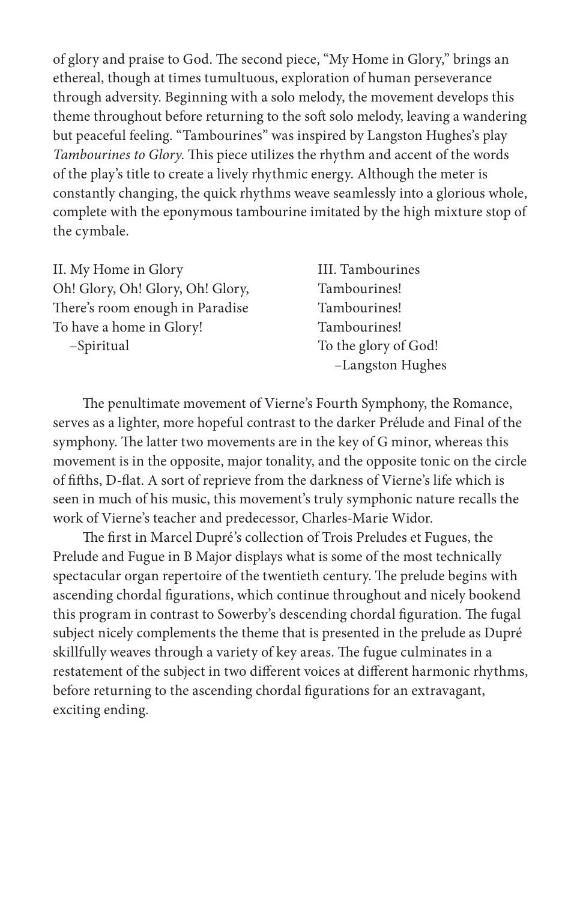of glory and praise to God. The second piece, "My Home in Glory," brings an ethereal, though at times tumultuous, exploration of human perseverance through adversity. Beginning with a solo melody, the movement develops this theme throughout before returning to the soft solo melody, leaving a wandering but peaceful feeling. "Tambourines" was inspired by Langston Hughes's play *Tambourines to Glory*. This piece utilizes the rhythm and accent of the words of the play's title to create a lively rhythmic energy. Although the meter is constantly changing, the quick rhythms weave seamlessly into a glorious whole, complete with the eponymous tambourine imitated by the high mixture stop of the cymbale.

II. My Home in Glory
Oh! Glory, Oh! Glory, Oh! Glory,
There's room enough in Paradise
To have a home in Glory!
–Spiritual

III. Tambourines
Tambourines!
Tambourines!
Tambourines!
To the glory of God!
–Langston Hughes

The penultimate movement of Vierne's Fourth Symphony, the Romance, serves as a lighter, more hopeful contrast to the darker Prélude and Final of the symphony. The latter two movements are in the key of G minor, whereas this movement is in the opposite, major tonality, and the opposite tonic on the circle of fifths, D-flat. A sort of reprieve from the darkness of Vierne's life which is seen in much of his music, this movement's truly symphonic nature recalls the work of Vierne's teacher and predecessor, Charles-Marie Widor.

The first in Marcel Dupré's collection of Trois Preludes et Fugues, the Prelude and Fugue in B Major displays what is some of the most technically spectacular organ repertoire of the twentieth century. The prelude begins with ascending chordal figurations, which continue throughout and nicely bookend this program in contrast to Sowerby's descending chordal figuration. The fugal subject nicely complements the theme that is presented in the prelude as Dupré skillfully weaves through a variety of key areas. The fugue culminates in a restatement of the subject in two different voices at different harmonic rhythms, before returning to the ascending chordal figurations for an extravagant, exciting ending.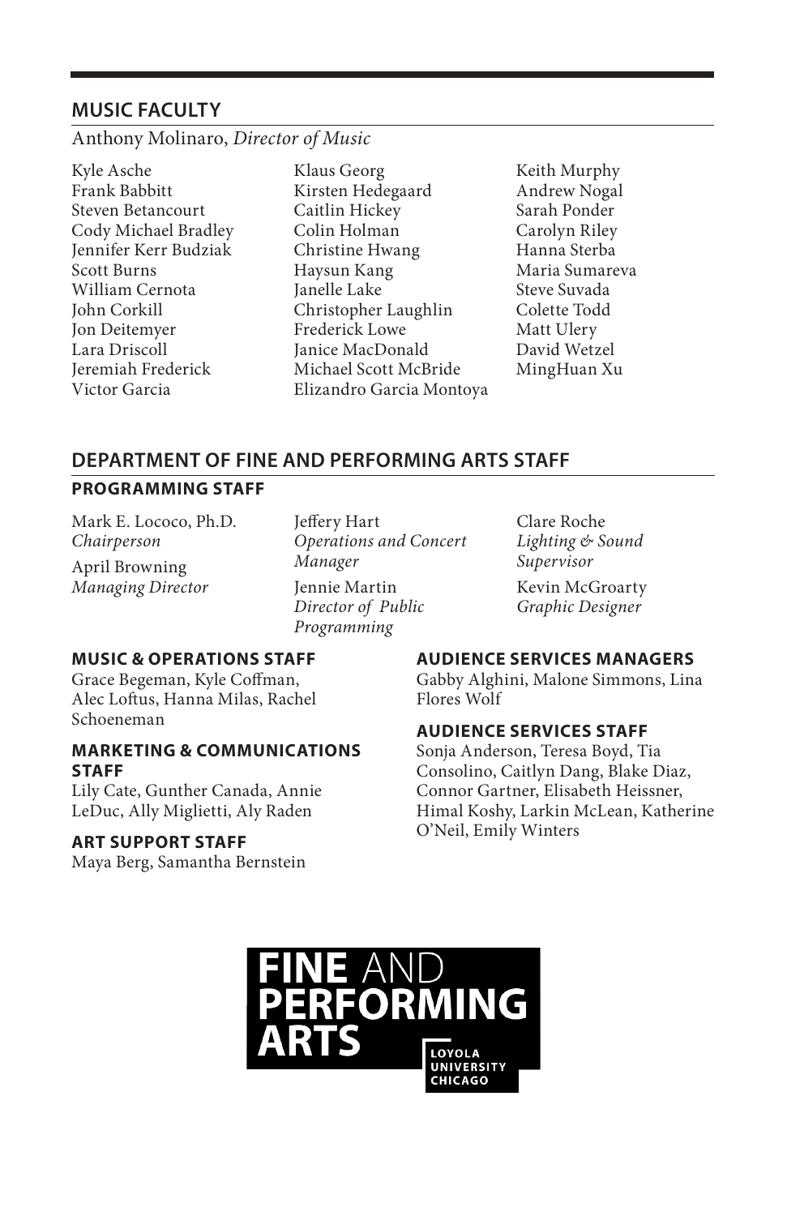## MUSIC FACULTY

Anthony Molinaro, *Director of Music*

Kyle Asche
Frank Babbitt
Steven Betancourt
Cody Michael Bradley
Jennifer Kerr Budziak
Scott Burns
William Cernota
John Corkill
Jon Deitemyer
Lara Driscoll
Jeremiah Frederick
Victor Garcia
Klaus Georg
Kirsten Hedegaard
Caitlin Hickey
Colin Holman
Christine Hwang
Haysun Kang
Janelle Lake
Christopher Laughlin
Frederick Lowe
Janice MacDonald
Michael Scott McBride
Elizandro Garcia Montoya
Keith Murphy
Andrew Nogal
Sarah Ponder
Carolyn Riley
Hanna Sterba
Maria Sumareva
Steve Suvada
Colette Todd
Matt Ulery
David Wetzel
MingHuan Xu

## DEPARTMENT OF FINE AND PERFORMING ARTS STAFF

### PROGRAMMING STAFF

Mark E. Lococo, Ph.D.
*Chairperson*

April Browning
*Managing Director*

Jeffery Hart
*Operations and Concert Manager*

Jennie Martin
*Director of Public Programming*

Clare Roche
*Lighting & Sound Supervisor*

Kevin McGroarty
*Graphic Designer*

### MUSIC & OPERATIONS STAFF

Grace Begeman, Kyle Coffman, Alec Loftus, Hanna Milas, Rachel Schoeneman

### MARKETING & COMMUNICATIONS STAFF

Lily Cate, Gunther Canada, Annie LeDuc, Ally Miglietti, Aly Raden

### ART SUPPORT STAFF

Maya Berg, Samantha Bernstein

### AUDIENCE SERVICES MANAGERS

Gabby Alghini, Malone Simmons, Lina Flores Wolf

### AUDIENCE SERVICES STAFF

Sonja Anderson, Teresa Boyd, Tia Consolino, Caitlyn Dang, Blake Diaz, Connor Gartner, Elisabeth Heissner, Himal Koshy, Larkin McLean, Katherine O'Neil, Emily Winters

FINE AND PERFORMING ARTS
LOYOLA UNIVERSITY CHICAGO